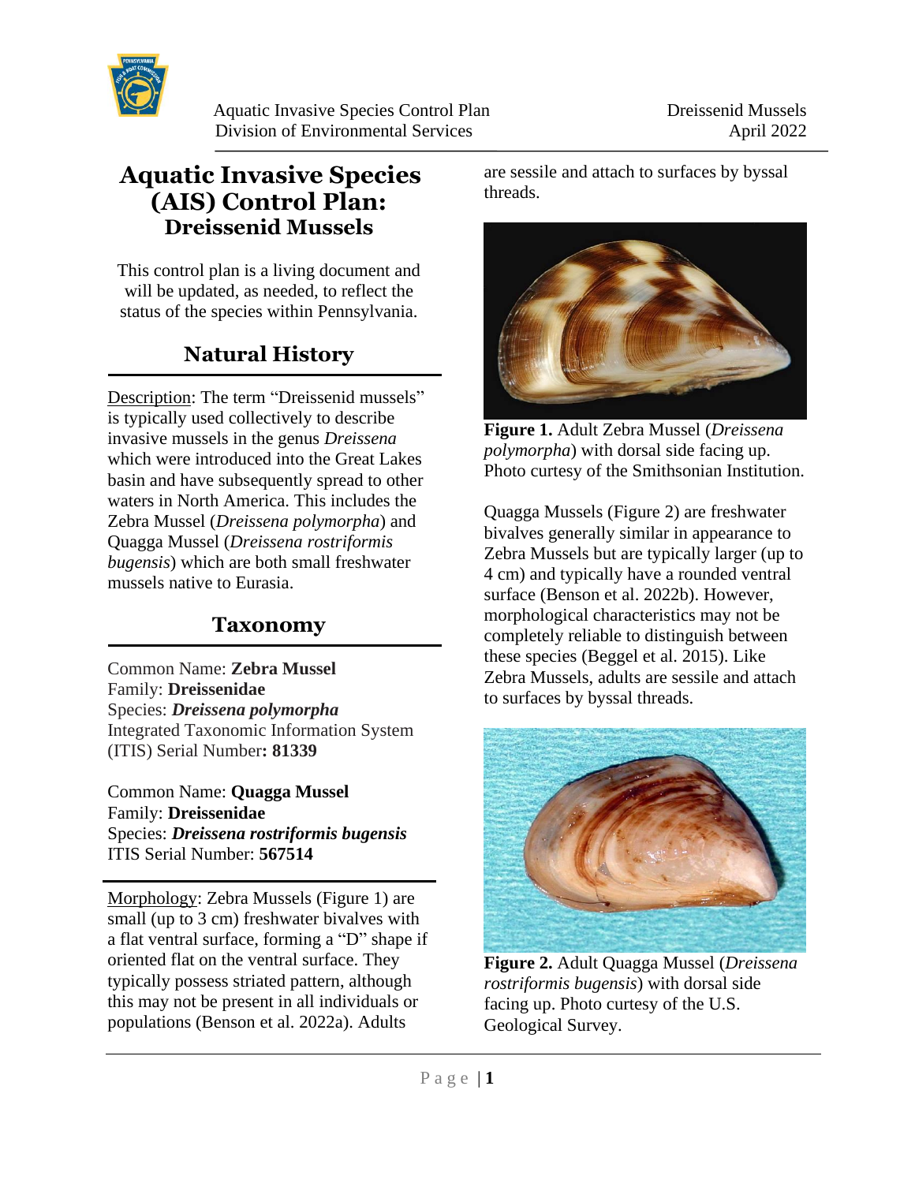# Aquatic Invasive Species (AIS) Control Plan: Dreissenid Mussels

This control plan is a living document and will be updated, as needed, to reflect the status of the species within Pennsylvania.

## Natural History

Description: The term "Dreissenid mussels" is typically used collectively to describe invasive mussels in the genus *Dreissena* which were introduced into the Great Lakes basin and have subsequently spread to other waters in North America. This includes the Zebra Mussel (*Dreissena polymorpha*) and Quagga Mussel (*Dreissena rostriformis bugensis*) which are both small freshwater mussels native to Eurasia.

## Taxonomy

Common Name: **Zebra Mussel**
Family: **Dreissenidae**
Species: ***Dreissena polymorpha***
Integrated Taxonomic Information System (ITIS) Serial Number**: 81339**

Common Name: **Quagga Mussel**
Family: **Dreissenidae**
Species: ***Dreissena rostriformis bugensis***
ITIS Serial Number: **567514**

Morphology: Zebra Mussels (Figure 1) are small (up to 3 cm) freshwater bivalves with a flat ventral surface, forming a "D" shape if oriented flat on the ventral surface. They typically possess striated pattern, although this may not be present in all individuals or populations (Benson et al. 2022a). Adults are sessile and attach to surfaces by byssal threads.

**Figure 1.** Adult Zebra Mussel (*Dreissena polymorpha*) with dorsal side facing up. Photo curtesy of the Smithsonian Institution.

Quagga Mussels (Figure 2) are freshwater bivalves generally similar in appearance to Zebra Mussels but are typically larger (up to 4 cm) and typically have a rounded ventral surface (Benson et al. 2022b). However, morphological characteristics may not be completely reliable to distinguish between these species (Beggel et al. 2015). Like Zebra Mussels, adults are sessile and attach to surfaces by byssal threads.

**Figure 2.** Adult Quagga Mussel (*Dreissena rostriformis bugensis*) with dorsal side facing up. Photo curtesy of the U.S. Geological Survey.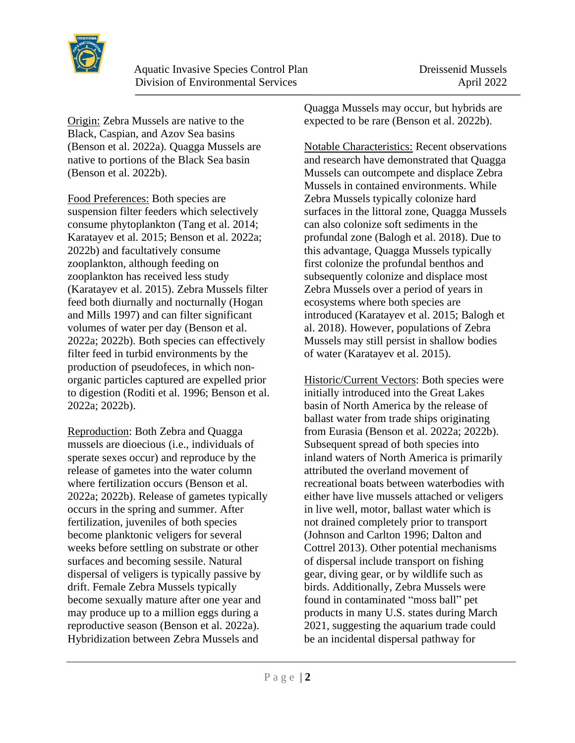Origin: Zebra Mussels are native to the Black, Caspian, and Azov Sea basins (Benson et al. 2022a). Quagga Mussels are native to portions of the Black Sea basin (Benson et al. 2022b).

Food Preferences: Both species are suspension filter feeders which selectively consume phytoplankton (Tang et al. 2014; Karatayev et al. 2015; Benson et al. 2022a; 2022b) and facultatively consume zooplankton, although feeding on zooplankton has received less study (Karatayev et al. 2015). Zebra Mussels filter feed both diurnally and nocturnally (Hogan and Mills 1997) and can filter significant volumes of water per day (Benson et al. 2022a; 2022b). Both species can effectively filter feed in turbid environments by the production of pseudofeces, in which non-organic particles captured are expelled prior to digestion (Roditi et al. 1996; Benson et al. 2022a; 2022b).

Reproduction: Both Zebra and Quagga mussels are dioecious (i.e., individuals of sperate sexes occur) and reproduce by the release of gametes into the water column where fertilization occurs (Benson et al. 2022a; 2022b). Release of gametes typically occurs in the spring and summer. After fertilization, juveniles of both species become planktonic veligers for several weeks before settling on substrate or other surfaces and becoming sessile. Natural dispersal of veligers is typically passive by drift. Female Zebra Mussels typically become sexually mature after one year and may produce up to a million eggs during a reproductive season (Benson et al. 2022a). Hybridization between Zebra Mussels and Quagga Mussels may occur, but hybrids are expected to be rare (Benson et al. 2022b).

Notable Characteristics: Recent observations and research have demonstrated that Quagga Mussels can outcompete and displace Zebra Mussels in contained environments. While Zebra Mussels typically colonize hard surfaces in the littoral zone, Quagga Mussels can also colonize soft sediments in the profundal zone (Balogh et al. 2018). Due to this advantage, Quagga Mussels typically first colonize the profundal benthos and subsequently colonize and displace most Zebra Mussels over a period of years in ecosystems where both species are introduced (Karatayev et al. 2015; Balogh et al. 2018). However, populations of Zebra Mussels may still persist in shallow bodies of water (Karatayev et al. 2015).

Historic/Current Vectors: Both species were initially introduced into the Great Lakes basin of North America by the release of ballast water from trade ships originating from Eurasia (Benson et al. 2022a; 2022b). Subsequent spread of both species into inland waters of North America is primarily attributed the overland movement of recreational boats between waterbodies with either have live mussels attached or veligers in live well, motor, ballast water which is not drained completely prior to transport (Johnson and Carlton 1996; Dalton and Cottrel 2013). Other potential mechanisms of dispersal include transport on fishing gear, diving gear, or by wildlife such as birds. Additionally, Zebra Mussels were found in contaminated "moss ball" pet products in many U.S. states during March 2021, suggesting the aquarium trade could be an incidental dispersal pathway for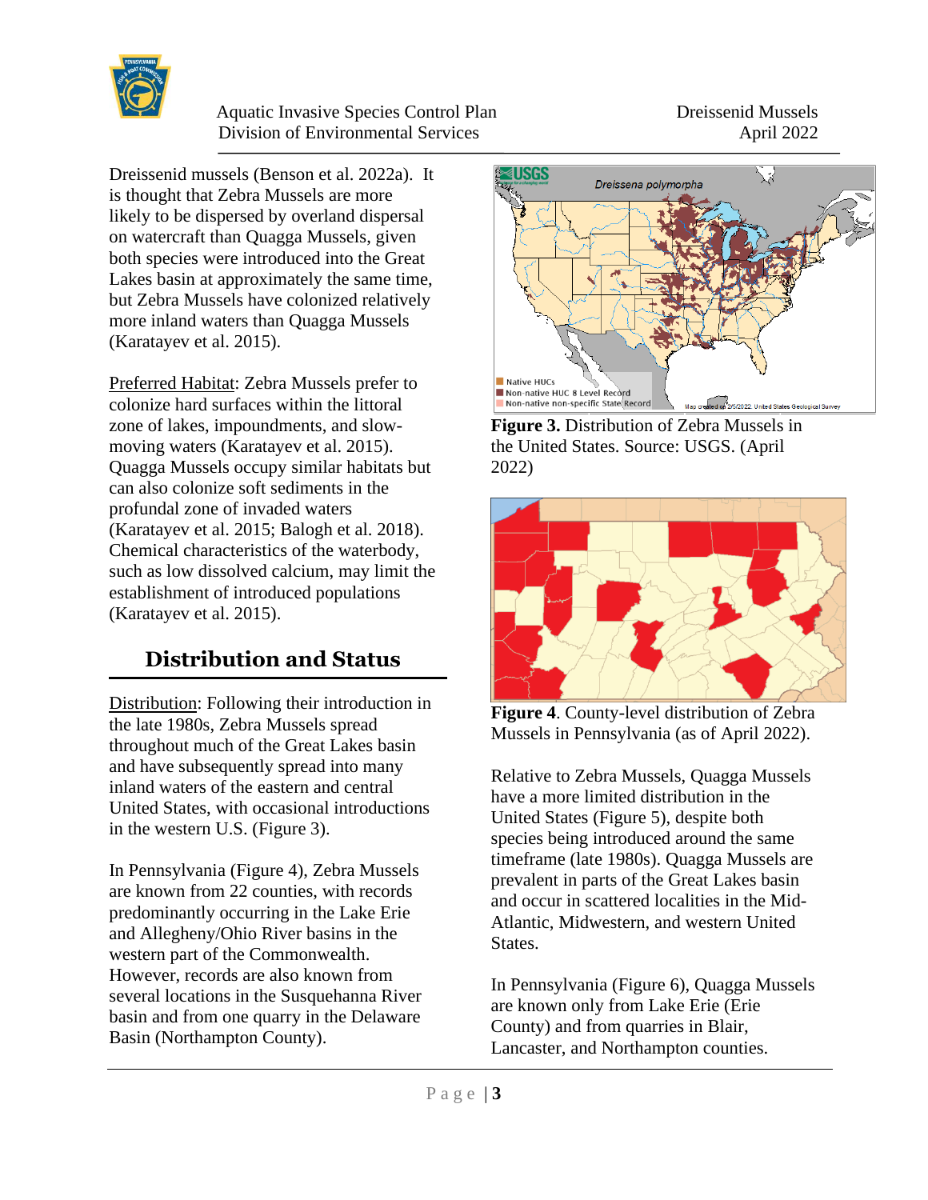Dreissenid mussels (Benson et al. 2022a). It is thought that Zebra Mussels are more likely to be dispersed by overland dispersal on watercraft than Quagga Mussels, given both species were introduced into the Great Lakes basin at approximately the same time, but Zebra Mussels have colonized relatively more inland waters than Quagga Mussels (Karatayev et al. 2015).

Preferred Habitat: Zebra Mussels prefer to colonize hard surfaces within the littoral zone of lakes, impoundments, and slow-moving waters (Karatayev et al. 2015). Quagga Mussels occupy similar habitats but can also colonize soft sediments in the profundal zone of invaded waters (Karatayev et al. 2015; Balogh et al. 2018). Chemical characteristics of the waterbody, such as low dissolved calcium, may limit the establishment of introduced populations (Karatayev et al. 2015).

## Distribution and Status

Distribution: Following their introduction in the late 1980s, Zebra Mussels spread throughout much of the Great Lakes basin and have subsequently spread into many inland waters of the eastern and central United States, with occasional introductions in the western U.S. (Figure 3).

In Pennsylvania (Figure 4), Zebra Mussels are known from 22 counties, with records predominantly occurring in the Lake Erie and Allegheny/Ohio River basins in the western part of the Commonwealth. However, records are also known from several locations in the Susquehanna River basin and from one quarry in the Delaware Basin (Northampton County).

**Figure 3.** Distribution of Zebra Mussels in the United States. Source: USGS. (April 2022)

**Figure 4**. County-level distribution of Zebra Mussels in Pennsylvania (as of April 2022).

Relative to Zebra Mussels, Quagga Mussels have a more limited distribution in the United States (Figure 5), despite both species being introduced around the same timeframe (late 1980s). Quagga Mussels are prevalent in parts of the Great Lakes basin and occur in scattered localities in the Mid-Atlantic, Midwestern, and western United States.

In Pennsylvania (Figure 6), Quagga Mussels are known only from Lake Erie (Erie County) and from quarries in Blair, Lancaster, and Northampton counties.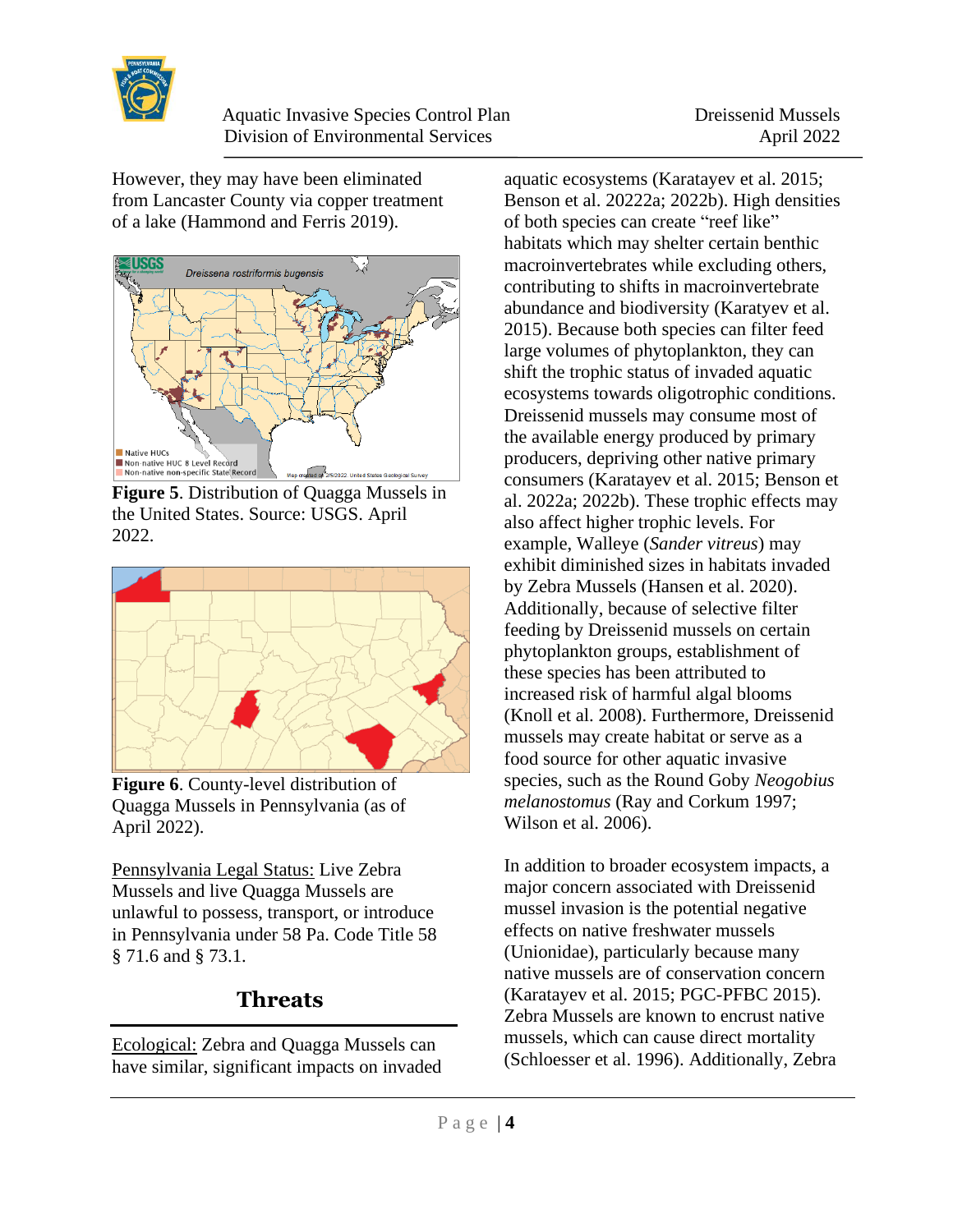However, they may have been eliminated from Lancaster County via copper treatment of a lake (Hammond and Ferris 2019).

**Figure 5**. Distribution of Quagga Mussels in the United States. Source: USGS. April 2022.

**Figure 6**. County-level distribution of Quagga Mussels in Pennsylvania (as of April 2022).

Pennsylvania Legal Status: Live Zebra Mussels and live Quagga Mussels are unlawful to possess, transport, or introduce in Pennsylvania under 58 Pa. Code Title 58 § 71.6 and § 73.1.

## Threats

Ecological: Zebra and Quagga Mussels can have similar, significant impacts on invaded aquatic ecosystems (Karatayev et al. 2015; Benson et al. 20222a; 2022b). High densities of both species can create "reef like" habitats which may shelter certain benthic macroinvertebrates while excluding others, contributing to shifts in macroinvertebrate abundance and biodiversity (Karatayev et al. 2015). Because both species can filter feed large volumes of phytoplankton, they can shift the trophic status of invaded aquatic ecosystems towards oligotrophic conditions. Dreissenid mussels may consume most of the available energy produced by primary producers, depriving other native primary consumers (Karatayev et al. 2015; Benson et al. 2022a; 2022b). These trophic effects may also affect higher trophic levels. For example, Walleye (*Sander vitreus*) may exhibit diminished sizes in habitats invaded by Zebra Mussels (Hansen et al. 2020). Additionally, because of selective filter feeding by Dreissenid mussels on certain phytoplankton groups, establishment of these species has been attributed to increased risk of harmful algal blooms (Knoll et al. 2008). Furthermore, Dreissenid mussels may create habitat or serve as a food source for other aquatic invasive species, such as the Round Goby *Neogobius melanostomus* (Ray and Corkum 1997; Wilson et al. 2006).

In addition to broader ecosystem impacts, a major concern associated with Dreissenid mussel invasion is the potential negative effects on native freshwater mussels (Unionidae), particularly because many native mussels are of conservation concern (Karatayev et al. 2015; PGC-PFBC 2015). Zebra Mussels are known to encrust native mussels, which can cause direct mortality (Schloesser et al. 1996). Additionally, Zebra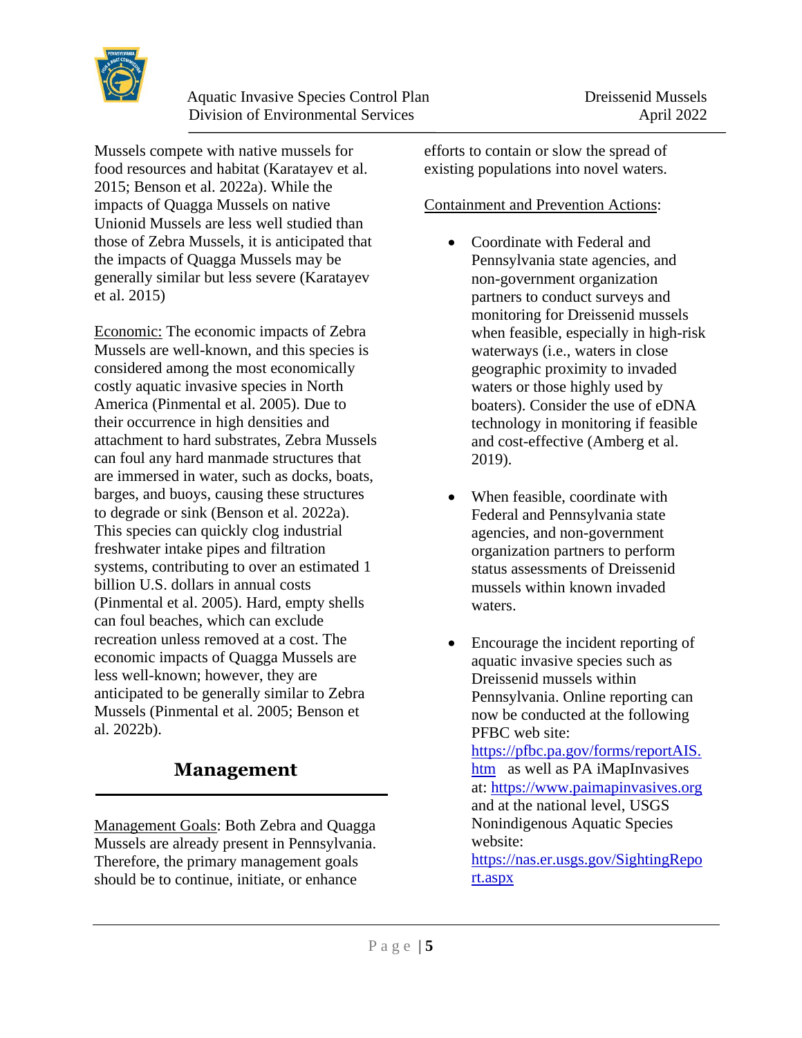Mussels compete with native mussels for food resources and habitat (Karatayev et al. 2015; Benson et al. 2022a). While the impacts of Quagga Mussels on native Unionid Mussels are less well studied than those of Zebra Mussels, it is anticipated that the impacts of Quagga Mussels may be generally similar but less severe (Karatayev et al. 2015)

Economic: The economic impacts of Zebra Mussels are well-known, and this species is considered among the most economically costly aquatic invasive species in North America (Pinmental et al. 2005). Due to their occurrence in high densities and attachment to hard substrates, Zebra Mussels can foul any hard manmade structures that are immersed in water, such as docks, boats, barges, and buoys, causing these structures to degrade or sink (Benson et al. 2022a). This species can quickly clog industrial freshwater intake pipes and filtration systems, contributing to over an estimated 1 billion U.S. dollars in annual costs (Pinmental et al. 2005). Hard, empty shells can foul beaches, which can exclude recreation unless removed at a cost. The economic impacts of Quagga Mussels are less well-known; however, they are anticipated to be generally similar to Zebra Mussels (Pinmental et al. 2005; Benson et al. 2022b).

## Management

Management Goals: Both Zebra and Quagga Mussels are already present in Pennsylvania. Therefore, the primary management goals should be to continue, initiate, or enhance efforts to contain or slow the spread of existing populations into novel waters.

Containment and Prevention Actions:

- Coordinate with Federal and Pennsylvania state agencies, and non-government organization partners to conduct surveys and monitoring for Dreissenid mussels when feasible, especially in high-risk waterways (i.e., waters in close geographic proximity to invaded waters or those highly used by boaters). Consider the use of eDNA technology in monitoring if feasible and cost-effective (Amberg et al. 2019).

- When feasible, coordinate with Federal and Pennsylvania state agencies, and non-government organization partners to perform status assessments of Dreissenid mussels within known invaded waters.

- Encourage the incident reporting of aquatic invasive species such as Dreissenid mussels within Pennsylvania. Online reporting can now be conducted at the following PFBC web site: https://pfbc.pa.gov/forms/reportAIS.htm as well as PA iMapInvasives at: https://www.paimapinvasives.org and at the national level, USGS Nonindigenous Aquatic Species website: https://nas.er.usgs.gov/SightingReport.aspx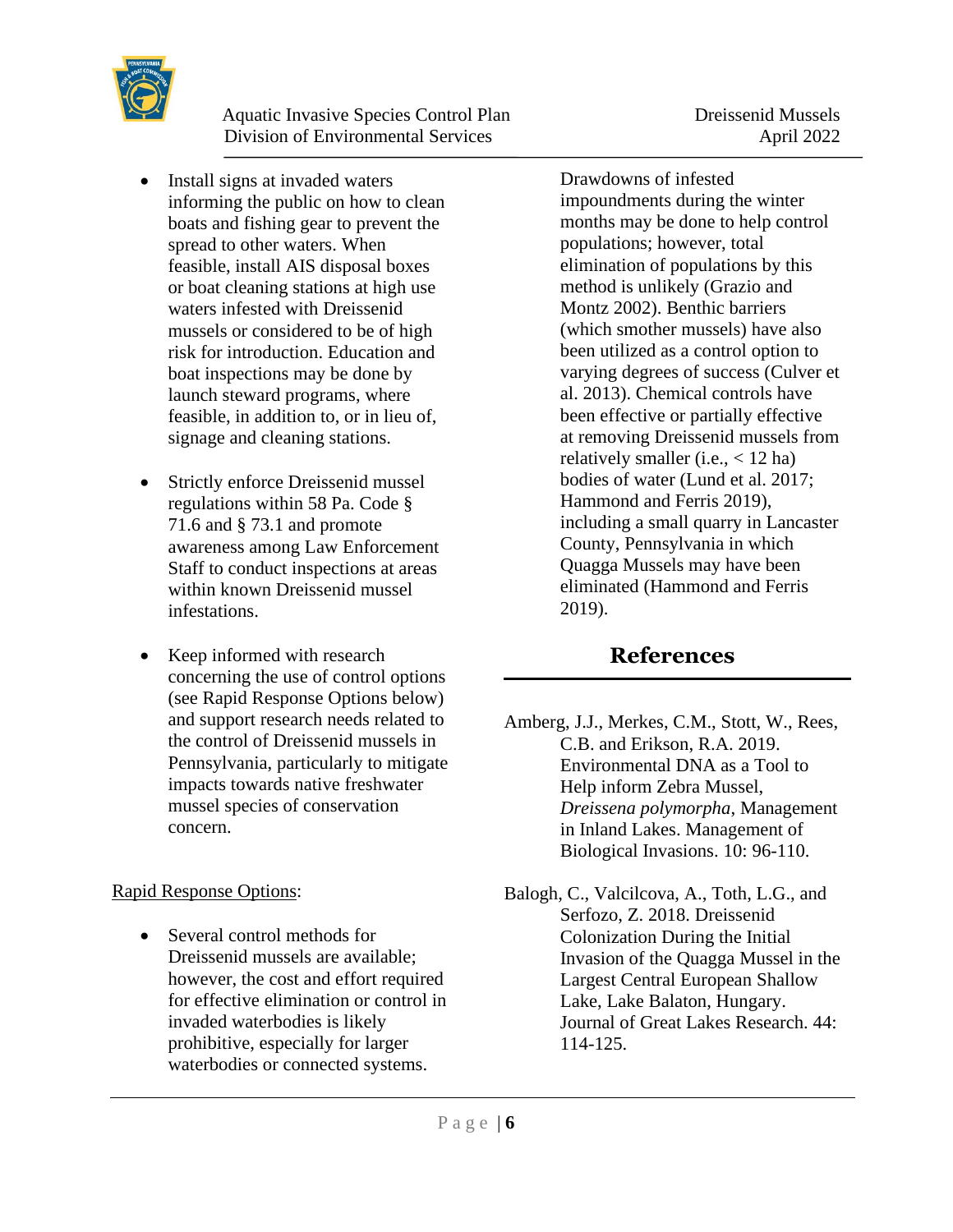- Install signs at invaded waters informing the public on how to clean boats and fishing gear to prevent the spread to other waters. When feasible, install AIS disposal boxes or boat cleaning stations at high use waters infested with Dreissenid mussels or considered to be of high risk for introduction. Education and boat inspections may be done by launch steward programs, where feasible, in addition to, or in lieu of, signage and cleaning stations.

- Strictly enforce Dreissenid mussel regulations within 58 Pa. Code § 71.6 and § 73.1 and promote awareness among Law Enforcement Staff to conduct inspections at areas within known Dreissenid mussel infestations.

- Keep informed with research concerning the use of control options (see Rapid Response Options below) and support research needs related to the control of Dreissenid mussels in Pennsylvania, particularly to mitigate impacts towards native freshwater mussel species of conservation concern.

<u>Rapid Response Options</u>:

- Several control methods for Dreissenid mussels are available; however, the cost and effort required for effective elimination or control in invaded waterbodies is likely prohibitive, especially for larger waterbodies or connected systems. Drawdowns of infested impoundments during the winter months may be done to help control populations; however, total elimination of populations by this method is unlikely (Grazio and Montz 2002). Benthic barriers (which smother mussels) have also been utilized as a control option to varying degrees of success (Culver et al. 2013). Chemical controls have been effective or partially effective at removing Dreissenid mussels from relatively smaller (i.e., < 12 ha) bodies of water (Lund et al. 2017; Hammond and Ferris 2019), including a small quarry in Lancaster County, Pennsylvania in which Quagga Mussels may have been eliminated (Hammond and Ferris 2019).

## References

Amberg, J.J., Merkes, C.M., Stott, W., Rees, C.B. and Erikson, R.A. 2019. Environmental DNA as a Tool to Help inform Zebra Mussel, *Dreissena polymorpha*, Management in Inland Lakes. Management of Biological Invasions. 10: 96-110.

Balogh, C., Valcilcova, A., Toth, L.G., and Serfozo, Z. 2018. Dreissenid Colonization During the Initial Invasion of the Quagga Mussel in the Largest Central European Shallow Lake, Lake Balaton, Hungary. Journal of Great Lakes Research. 44: 114-125.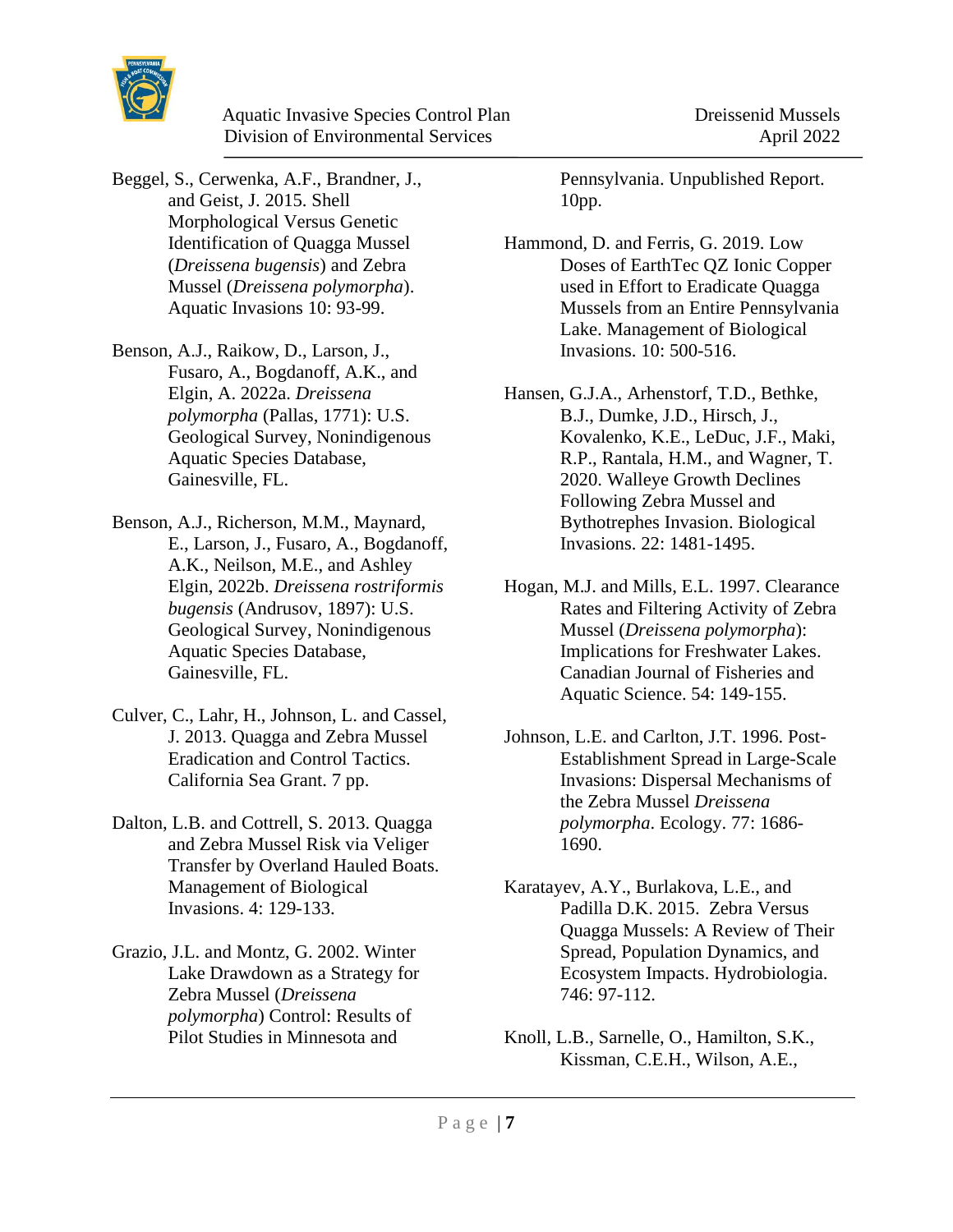Beggel, S., Cerwenka, A.F., Brandner, J., and Geist, J. 2015. Shell Morphological Versus Genetic Identification of Quagga Mussel (*Dreissena bugensis*) and Zebra Mussel (*Dreissena polymorpha*). Aquatic Invasions 10: 93-99.

Benson, A.J., Raikow, D., Larson, J., Fusaro, A., Bogdanoff, A.K., and Elgin, A. 2022a. *Dreissena polymorpha* (Pallas, 1771): U.S. Geological Survey, Nonindigenous Aquatic Species Database, Gainesville, FL.

Benson, A.J., Richerson, M.M., Maynard, E., Larson, J., Fusaro, A., Bogdanoff, A.K., Neilson, M.E., and Ashley Elgin, 2022b. *Dreissena rostriformis bugensis* (Andrusov, 1897): U.S. Geological Survey, Nonindigenous Aquatic Species Database, Gainesville, FL.

Culver, C., Lahr, H., Johnson, L. and Cassel, J. 2013. Quagga and Zebra Mussel Eradication and Control Tactics. California Sea Grant. 7 pp.

Dalton, L.B. and Cottrell, S. 2013. Quagga and Zebra Mussel Risk via Veliger Transfer by Overland Hauled Boats. Management of Biological Invasions. 4: 129-133.

Grazio, J.L. and Montz, G. 2002. Winter Lake Drawdown as a Strategy for Zebra Mussel (*Dreissena polymorpha*) Control: Results of Pilot Studies in Minnesota and Pennsylvania. Unpublished Report. 10pp.

Hammond, D. and Ferris, G. 2019. Low Doses of EarthTec QZ Ionic Copper used in Effort to Eradicate Quagga Mussels from an Entire Pennsylvania Lake. Management of Biological Invasions. 10: 500-516.

Hansen, G.J.A., Arhenstorf, T.D., Bethke, B.J., Dumke, J.D., Hirsch, J., Kovalenko, K.E., LeDuc, J.F., Maki, R.P., Rantala, H.M., and Wagner, T. 2020. Walleye Growth Declines Following Zebra Mussel and Bythotrephes Invasion. Biological Invasions. 22: 1481-1495.

Hogan, M.J. and Mills, E.L. 1997. Clearance Rates and Filtering Activity of Zebra Mussel (*Dreissena polymorpha*): Implications for Freshwater Lakes. Canadian Journal of Fisheries and Aquatic Science. 54: 149-155.

Johnson, L.E. and Carlton, J.T. 1996. Post-Establishment Spread in Large-Scale Invasions: Dispersal Mechanisms of the Zebra Mussel *Dreissena polymorpha*. Ecology. 77: 1686-1690.

Karatayev, A.Y., Burlakova, L.E., and Padilla D.K. 2015. Zebra Versus Quagga Mussels: A Review of Their Spread, Population Dynamics, and Ecosystem Impacts. Hydrobiologia. 746: 97-112.

Knoll, L.B., Sarnelle, O., Hamilton, S.K., Kissman, C.E.H., Wilson, A.E.,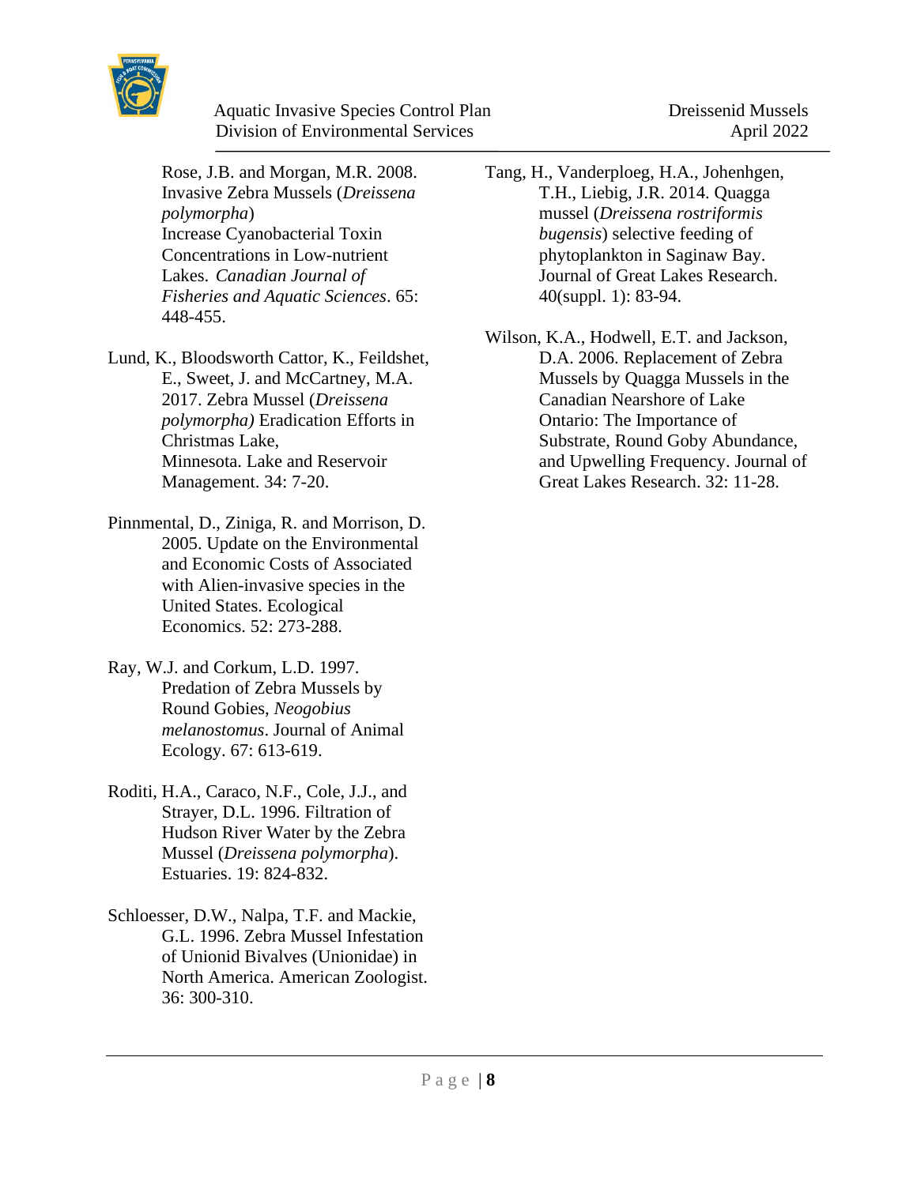Rose, J.B. and Morgan, M.R. 2008. Invasive Zebra Mussels (*Dreissena polymorpha*) Increase Cyanobacterial Toxin Concentrations in Low-nutrient Lakes. *Canadian Journal of Fisheries and Aquatic Sciences*. 65: 448-455.

Lund, K., Bloodsworth Cattor, K., Feildshet, E., Sweet, J. and McCartney, M.A. 2017. Zebra Mussel (*Dreissena polymorpha)* Eradication Efforts in Christmas Lake, Minnesota. Lake and Reservoir Management. 34: 7-20.

Pinnmental, D., Ziniga, R. and Morrison, D. 2005. Update on the Environmental and Economic Costs of Associated with Alien-invasive species in the United States. Ecological Economics. 52: 273-288.

Ray, W.J. and Corkum, L.D. 1997. Predation of Zebra Mussels by Round Gobies, *Neogobius melanostomus*. Journal of Animal Ecology. 67: 613-619.

Roditi, H.A., Caraco, N.F., Cole, J.J., and Strayer, D.L. 1996. Filtration of Hudson River Water by the Zebra Mussel (*Dreissena polymorpha*). Estuaries. 19: 824-832.

Schloesser, D.W., Nalpa, T.F. and Mackie, G.L. 1996. Zebra Mussel Infestation of Unionid Bivalves (Unionidae) in North America. American Zoologist. 36: 300-310.

Tang, H., Vanderploeg, H.A., Johenhgen, T.H., Liebig, J.R. 2014. Quagga mussel (*Dreissena rostriformis bugensis*) selective feeding of phytoplankton in Saginaw Bay. Journal of Great Lakes Research. 40(suppl. 1): 83-94.

Wilson, K.A., Hodwell, E.T. and Jackson, D.A. 2006. Replacement of Zebra Mussels by Quagga Mussels in the Canadian Nearshore of Lake Ontario: The Importance of Substrate, Round Goby Abundance, and Upwelling Frequency. Journal of Great Lakes Research. 32: 11-28.